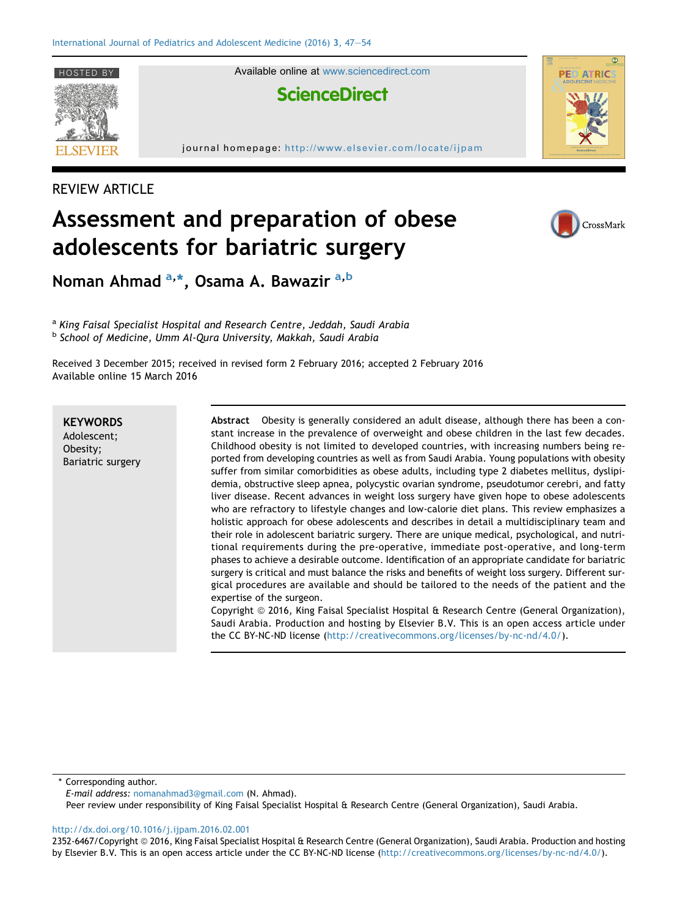REVIEW ARTICLE

# Assessment and preparation of obese adolescents for bariatric surgery

**Noman Ahmad** [a,*], **Osama A. Bawazir** [a,b]

[a] *King Faisal Specialist Hospital and Research Centre, Jeddah, Saudi Arabia*
[b] *School of Medicine, Umm Al-Qura University, Makkah, Saudi Arabia*

Received 3 December 2015; received in revised form 2 February 2016; accepted 2 February 2016
Available online 15 March 2016

**KEYWORDS**
Adolescent;
Obesity;
Bariatric surgery

**Abstract** Obesity is generally considered an adult disease, although there has been a constant increase in the prevalence of overweight and obese children in the last few decades. Childhood obesity is not limited to developed countries, with increasing numbers being reported from developing countries as well as from Saudi Arabia. Young populations with obesity suffer from similar comorbidities as obese adults, including type 2 diabetes mellitus, dyslipidemia, obstructive sleep apnea, polycystic ovarian syndrome, pseudotumor cerebri, and fatty liver disease. Recent advances in weight loss surgery have given hope to obese adolescents who are refractory to lifestyle changes and low-calorie diet plans. This review emphasizes a holistic approach for obese adolescents and describes in detail a multidisciplinary team and their role in adolescent bariatric surgery. There are unique medical, psychological, and nutritional requirements during the pre-operative, immediate post-operative, and long-term phases to achieve a desirable outcome. Identification of an appropriate candidate for bariatric surgery is critical and must balance the risks and benefits of weight loss surgery. Different surgical procedures are available and should be tailored to the needs of the patient and the expertise of the surgeon.

Copyright © 2016, King Faisal Specialist Hospital & Research Centre (General Organization), Saudi Arabia. Production and hosting by Elsevier B.V. This is an open access article under the CC BY-NC-ND license (http://creativecommons.org/licenses/by-nc-nd/4.0/).

\* Corresponding author.
*E-mail address:* nomanahmad3@gmail.com (N. Ahmad).
Peer review under responsibility of King Faisal Specialist Hospital & Research Centre (General Organization), Saudi Arabia.

http://dx.doi.org/10.1016/j.ijpam.2016.02.001
2352-6467/Copyright © 2016, King Faisal Specialist Hospital & Research Centre (General Organization), Saudi Arabia. Production and hosting by Elsevier B.V. This is an open access article under the CC BY-NC-ND license (http://creativecommons.org/licenses/by-nc-nd/4.0/).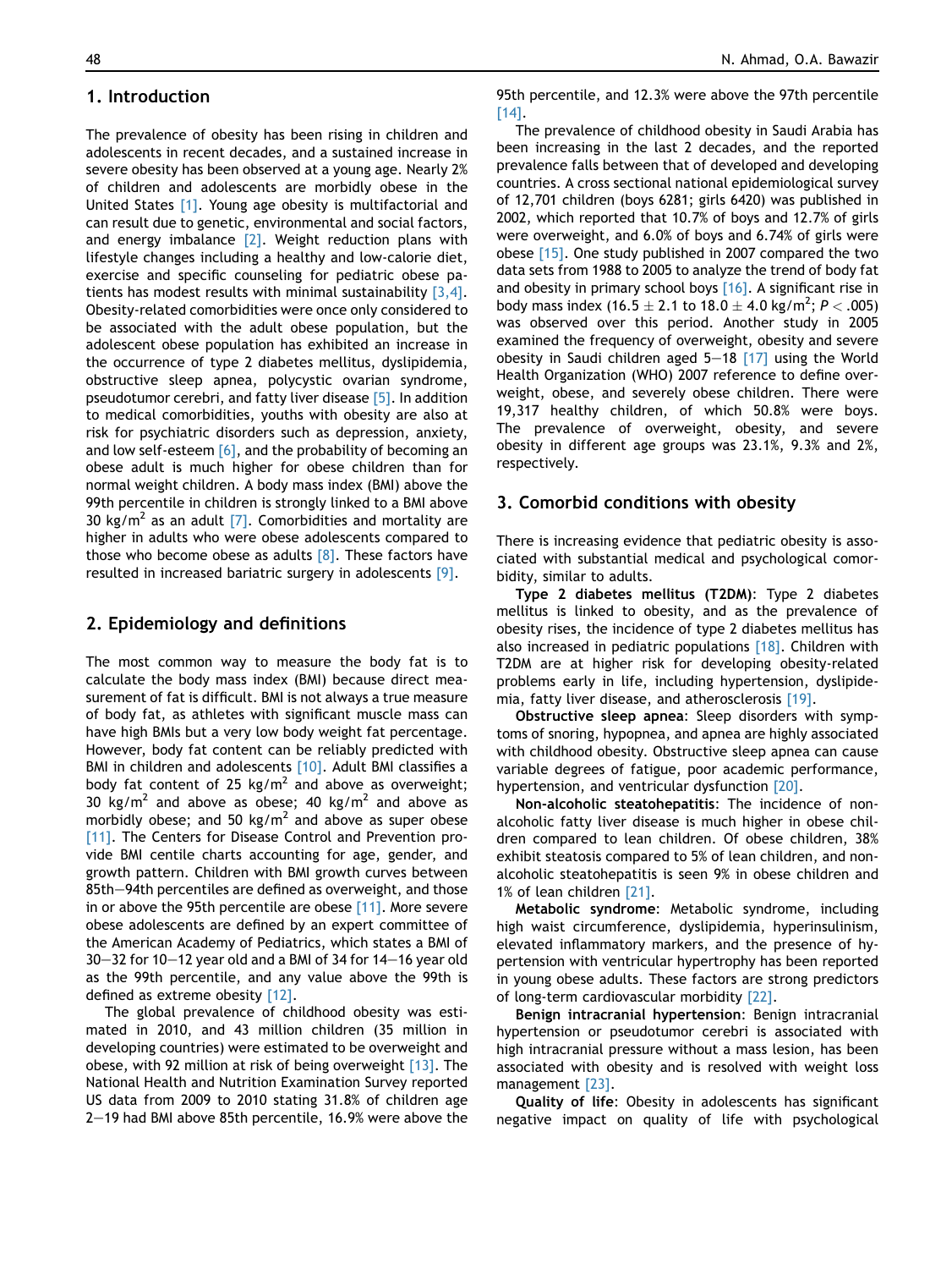## 1. Introduction

The prevalence of obesity has been rising in children and adolescents in recent decades, and a sustained increase in severe obesity has been observed at a young age. Nearly 2% of children and adolescents are morbidly obese in the United States [1]. Young age obesity is multifactorial and can result due to genetic, environmental and social factors, and energy imbalance [2]. Weight reduction plans with lifestyle changes including a healthy and low-calorie diet, exercise and specific counseling for pediatric obese patients has modest results with minimal sustainability [3,4]. Obesity-related comorbidities were once only considered to be associated with the adult obese population, but the adolescent obese population has exhibited an increase in the occurrence of type 2 diabetes mellitus, dyslipidemia, obstructive sleep apnea, polycystic ovarian syndrome, pseudotumor cerebri, and fatty liver disease [5]. In addition to medical comorbidities, youths with obesity are also at risk for psychiatric disorders such as depression, anxiety, and low self-esteem [6], and the probability of becoming an obese adult is much higher for obese children than for normal weight children. A body mass index (BMI) above the 99th percentile in children is strongly linked to a BMI above 30 kg/m$^2$ as an adult [7]. Comorbidities and mortality are higher in adults who were obese adolescents compared to those who become obese as adults [8]. These factors have resulted in increased bariatric surgery in adolescents [9].

## 2. Epidemiology and definitions

The most common way to measure the body fat is to calculate the body mass index (BMI) because direct measurement of fat is difficult. BMI is not always a true measure of body fat, as athletes with significant muscle mass can have high BMIs but a very low body weight fat percentage. However, body fat content can be reliably predicted with BMI in children and adolescents [10]. Adult BMI classifies a body fat content of 25 kg/m$^2$ and above as overweight; 30 kg/m$^2$ and above as obese; 40 kg/m$^2$ and above as morbidly obese; and 50 kg/m$^2$ and above as super obese [11]. The Centers for Disease Control and Prevention provide BMI centile charts accounting for age, gender, and growth pattern. Children with BMI growth curves between 85th–94th percentiles are defined as overweight, and those in or above the 95th percentile are obese [11]. More severe obese adolescents are defined by an expert committee of the American Academy of Pediatrics, which states a BMI of 30–32 for 10–12 year old and a BMI of 34 for 14–16 year old as the 99th percentile, and any value above the 99th is defined as extreme obesity [12].

The global prevalence of childhood obesity was estimated in 2010, and 43 million children (35 million in developing countries) were estimated to be overweight and obese, with 92 million at risk of being overweight [13]. The National Health and Nutrition Examination Survey reported US data from 2009 to 2010 stating 31.8% of children age 2–19 had BMI above 85th percentile, 16.9% were above the 95th percentile, and 12.3% were above the 97th percentile [14].

The prevalence of childhood obesity in Saudi Arabia has been increasing in the last 2 decades, and the reported prevalence falls between that of developed and developing countries. A cross sectional national epidemiological survey of 12,701 children (boys 6281; girls 6420) was published in 2002, which reported that 10.7% of boys and 12.7% of girls were overweight, and 6.0% of boys and 6.74% of girls were obese [15]. One study published in 2007 compared the two data sets from 1988 to 2005 to analyze the trend of body fat and obesity in primary school boys [16]. A significant rise in body mass index ($16.5 \pm 2.1$ to $18.0 \pm 4.0$ kg/m$^2$; $P < .005$) was observed over this period. Another study in 2005 examined the frequency of overweight, obesity and severe obesity in Saudi children aged 5–18 [17] using the World Health Organization (WHO) 2007 reference to define overweight, obese, and severely obese children. There were 19,317 healthy children, of which 50.8% were boys. The prevalence of overweight, obesity, and severe obesity in different age groups was 23.1%, 9.3% and 2%, respectively.

## 3. Comorbid conditions with obesity

There is increasing evidence that pediatric obesity is associated with substantial medical and psychological comorbidity, similar to adults.

**Type 2 diabetes mellitus (T2DM)**: Type 2 diabetes mellitus is linked to obesity, and as the prevalence of obesity rises, the incidence of type 2 diabetes mellitus has also increased in pediatric populations [18]. Children with T2DM are at higher risk for developing obesity-related problems early in life, including hypertension, dyslipidemia, fatty liver disease, and atherosclerosis [19].

**Obstructive sleep apnea**: Sleep disorders with symptoms of snoring, hypopnea, and apnea are highly associated with childhood obesity. Obstructive sleep apnea can cause variable degrees of fatigue, poor academic performance, hypertension, and ventricular dysfunction [20].

**Non-alcoholic steatohepatitis**: The incidence of non-alcoholic fatty liver disease is much higher in obese children compared to lean children. Of obese children, 38% exhibit steatosis compared to 5% of lean children, and non-alcoholic steatohepatitis is seen 9% in obese children and 1% of lean children [21].

**Metabolic syndrome**: Metabolic syndrome, including high waist circumference, dyslipidemia, hyperinsulinism, elevated inflammatory markers, and the presence of hypertension with ventricular hypertrophy has been reported in young obese adults. These factors are strong predictors of long-term cardiovascular morbidity [22].

**Benign intracranial hypertension**: Benign intracranial hypertension or pseudotumor cerebri is associated with high intracranial pressure without a mass lesion, has been associated with obesity and is resolved with weight loss management [23].

**Quality of life**: Obesity in adolescents has significant negative impact on quality of life with psychological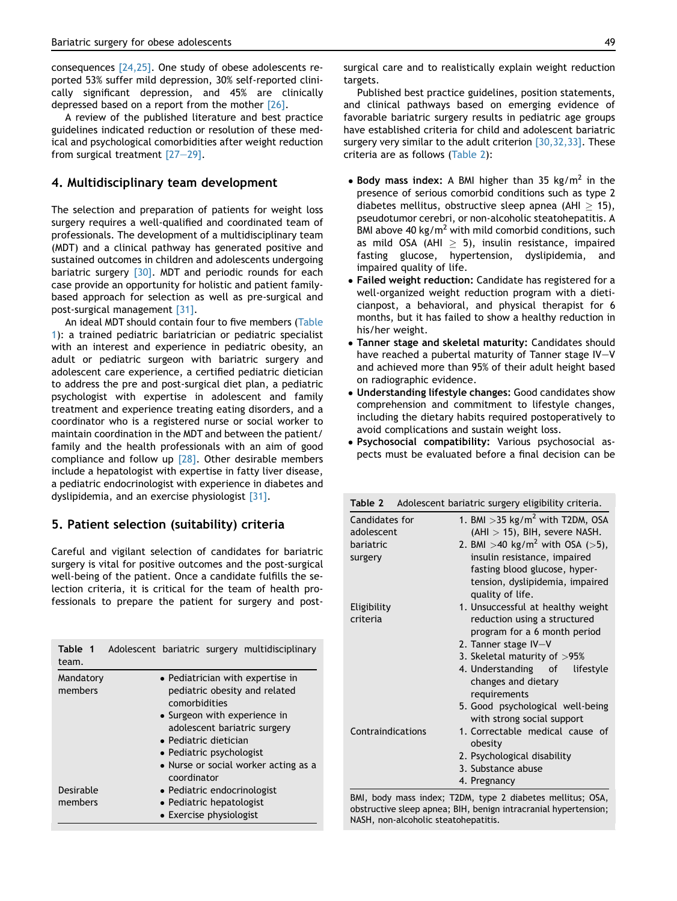consequences [24,25]. One study of obese adolescents reported 53% suffer mild depression, 30% self-reported clinically significant depression, and 45% are clinically depressed based on a report from the mother [26].

A review of the published literature and best practice guidelines indicated reduction or resolution of these medical and psychological comorbidities after weight reduction from surgical treatment [27–29].

## 4. Multidisciplinary team development

The selection and preparation of patients for weight loss surgery requires a well-qualified and coordinated team of professionals. The development of a multidisciplinary team (MDT) and a clinical pathway has generated positive and sustained outcomes in children and adolescents undergoing bariatric surgery [30]. MDT and periodic rounds for each case provide an opportunity for holistic and patient family-based approach for selection as well as pre-surgical and post-surgical management [31].

An ideal MDT should contain four to five members (Table 1): a trained pediatric bariatrician or pediatric specialist with an interest and experience in pediatric obesity, an adult or pediatric surgeon with bariatric surgery and adolescent care experience, a certified pediatric dietician to address the pre and post-surgical diet plan, a pediatric psychologist with expertise in adolescent and family treatment and experience treating eating disorders, and a coordinator who is a registered nurse or social worker to maintain coordination in the MDT and between the patient/family and the health professionals with an aim of good compliance and follow up [28]. Other desirable members include a hepatologist with expertise in fatty liver disease, a pediatric endocrinologist with experience in diabetes and dyslipidemia, and an exercise physiologist [31].

## 5. Patient selection (suitability) criteria

Careful and vigilant selection of candidates for bariatric surgery is vital for positive outcomes and the post-surgical well-being of the patient. Once a candidate fulfills the selection criteria, it is critical for the team of health professionals to prepare the patient for surgery and post-surgical care and to realistically explain weight reduction targets.

Published best practice guidelines, position statements, and clinical pathways based on emerging evidence of favorable bariatric surgery results in pediatric age groups have established criteria for child and adolescent bariatric surgery very similar to the adult criterion [30,32,33]. These criteria are as follows (Table 2):

- **Body mass index:** A BMI higher than 35 kg/m$^2$ in the presence of serious comorbid conditions such as type 2 diabetes mellitus, obstructive sleep apnea (AHI $\geq$ 15), pseudotumor cerebri, or non-alcoholic steatohepatitis. A BMI above 40 kg/m$^2$ with mild comorbid conditions, such as mild OSA (AHI $\geq$ 5), insulin resistance, impaired fasting glucose, hypertension, dyslipidemia, and impaired quality of life.
- **Failed weight reduction:** Candidate has registered for a well-organized weight reduction program with a dieticianpost, a behavioral, and physical therapist for 6 months, but it has failed to show a healthy reduction in his/her weight.
- **Tanner stage and skeletal maturity:** Candidates should have reached a pubertal maturity of Tanner stage IV–V and achieved more than 95% of their adult height based on radiographic evidence.
- **Understanding lifestyle changes:** Good candidates show comprehension and commitment to lifestyle changes, including the dietary habits required postoperatively to avoid complications and sustain weight loss.
- **Psychosocial compatibility:** Various psychosocial aspects must be evaluated before a final decision can be

**Table 1** Adolescent bariatric surgery multidisciplinary team.

| | |
|---|---|
| Mandatory members | • Pediatrician with expertise in pediatric obesity and related comorbidities<br>• Surgeon with experience in adolescent bariatric surgery<br>• Pediatric dietician<br>• Pediatric psychologist<br>• Nurse or social worker acting as a coordinator |
| Desirable members | • Pediatric endocrinologist<br>• Pediatric hepatologist<br>• Exercise physiologist |

**Table 2** Adolescent bariatric surgery eligibility criteria.

| | |
|---|---|
| Candidates for adolescent bariatric surgery | 1. BMI >35 kg/m$^2$ with T2DM, OSA (AHI > 15), BIH, severe NASH.<br>2. BMI >40 kg/m$^2$ with OSA (>5), insulin resistance, impaired fasting blood glucose, hypertension, dyslipidemia, impaired quality of life. |
| Eligibility criteria | 1. Unsuccessful at healthy weight reduction using a structured program for a 6 month period<br>2. Tanner stage IV–V<br>3. Skeletal maturity of >95%<br>4. Understanding of lifestyle changes and dietary requirements<br>5. Good psychological well-being with strong social support |
| Contraindications | 1. Correctable medical cause of obesity<br>2. Psychological disability<br>3. Substance abuse<br>4. Pregnancy |

BMI, body mass index; T2DM, type 2 diabetes mellitus; OSA, obstructive sleep apnea; BIH, benign intracranial hypertension; NASH, non-alcoholic steatohepatitis.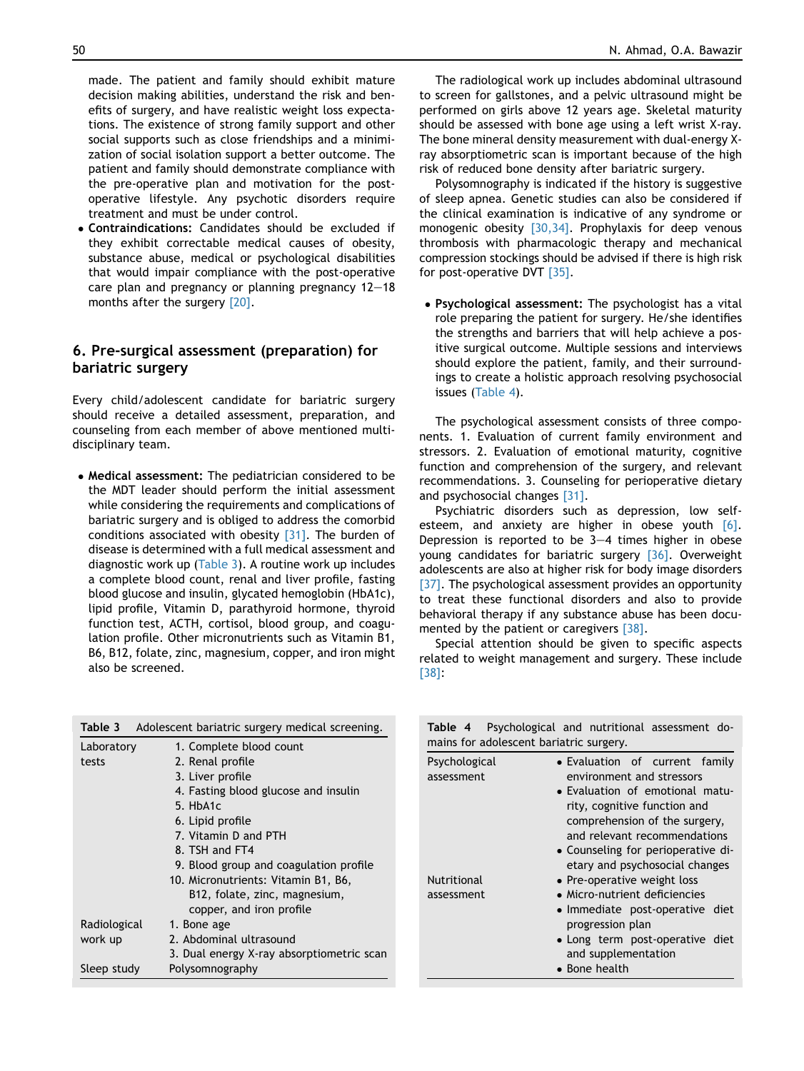made. The patient and family should exhibit mature decision making abilities, understand the risk and benefits of surgery, and have realistic weight loss expectations. The existence of strong family support and other social supports such as close friendships and a minimization of social isolation support a better outcome. The patient and family should demonstrate compliance with the pre-operative plan and motivation for the post-operative lifestyle. Any psychotic disorders require treatment and must be under control.

- **Contraindications:** Candidates should be excluded if they exhibit correctable medical causes of obesity, substance abuse, medical or psychological disabilities that would impair compliance with the post-operative care plan and pregnancy or planning pregnancy 12–18 months after the surgery [20].

## 6. Pre-surgical assessment (preparation) for bariatric surgery

Every child/adolescent candidate for bariatric surgery should receive a detailed assessment, preparation, and counseling from each member of above mentioned multidisciplinary team.

- **Medical assessment:** The pediatrician considered to be the MDT leader should perform the initial assessment while considering the requirements and complications of bariatric surgery and is obliged to address the comorbid conditions associated with obesity [31]. The burden of disease is determined with a full medical assessment and diagnostic work up (Table 3). A routine work up includes a complete blood count, renal and liver profile, fasting blood glucose and insulin, glycated hemoglobin (HbA1c), lipid profile, Vitamin D, parathyroid hormone, thyroid function test, ACTH, cortisol, blood group, and coagulation profile. Other micronutrients such as Vitamin B1, B6, B12, folate, zinc, magnesium, copper, and iron might also be screened.

The radiological work up includes abdominal ultrasound to screen for gallstones, and a pelvic ultrasound might be performed on girls above 12 years age. Skeletal maturity should be assessed with bone age using a left wrist X-ray. The bone mineral density measurement with dual-energy X-ray absorptiometric scan is important because of the high risk of reduced bone density after bariatric surgery.

Polysomnography is indicated if the history is suggestive of sleep apnea. Genetic studies can also be considered if the clinical examination is indicative of any syndrome or monogenic obesity [30,34]. Prophylaxis for deep venous thrombosis with pharmacologic therapy and mechanical compression stockings should be advised if there is high risk for post-operative DVT [35].

- **Psychological assessment:** The psychologist has a vital role preparing the patient for surgery. He/she identifies the strengths and barriers that will help achieve a positive surgical outcome. Multiple sessions and interviews should explore the patient, family, and their surroundings to create a holistic approach resolving psychosocial issues (Table 4).

The psychological assessment consists of three components. 1. Evaluation of current family environment and stressors. 2. Evaluation of emotional maturity, cognitive function and comprehension of the surgery, and relevant recommendations. 3. Counseling for perioperative dietary and psychosocial changes [31].

Psychiatric disorders such as depression, low self-esteem, and anxiety are higher in obese youth [6]. Depression is reported to be 3–4 times higher in obese young candidates for bariatric surgery [36]. Overweight adolescents are also at higher risk for body image disorders [37]. The psychological assessment provides an opportunity to treat these functional disorders and also to provide behavioral therapy if any substance abuse has been documented by the patient or caregivers [38].

Special attention should be given to specific aspects related to weight management and surgery. These include [38]:

**Table 3** Adolescent bariatric surgery medical screening.

| | |
|---|---|
| Laboratory tests | 1. Complete blood count<br>2. Renal profile<br>3. Liver profile<br>4. Fasting blood glucose and insulin<br>5. HbA1c<br>6. Lipid profile<br>7. Vitamin D and PTH<br>8. TSH and FT4<br>9. Blood group and coagulation profile<br>10. Micronutrients: Vitamin B1, B6, B12, folate, zinc, magnesium, copper, and iron profile |
| Radiological work up | 1. Bone age<br>2. Abdominal ultrasound<br>3. Dual energy X-ray absorptiometric scan |
| Sleep study | Polysomnography |

**Table 4** Psychological and nutritional assessment domains for adolescent bariatric surgery.

| | |
|---|---|
| Psychological assessment | • Evaluation of current family environment and stressors<br>• Evaluation of emotional maturity, cognitive function and comprehension of the surgery, and relevant recommendations<br>• Counseling for perioperative dietary and psychosocial changes |
| Nutritional assessment | • Pre-operative weight loss<br>• Micro-nutrient deficiencies<br>• Immediate post-operative diet progression plan<br>• Long term post-operative diet and supplementation<br>• Bone health |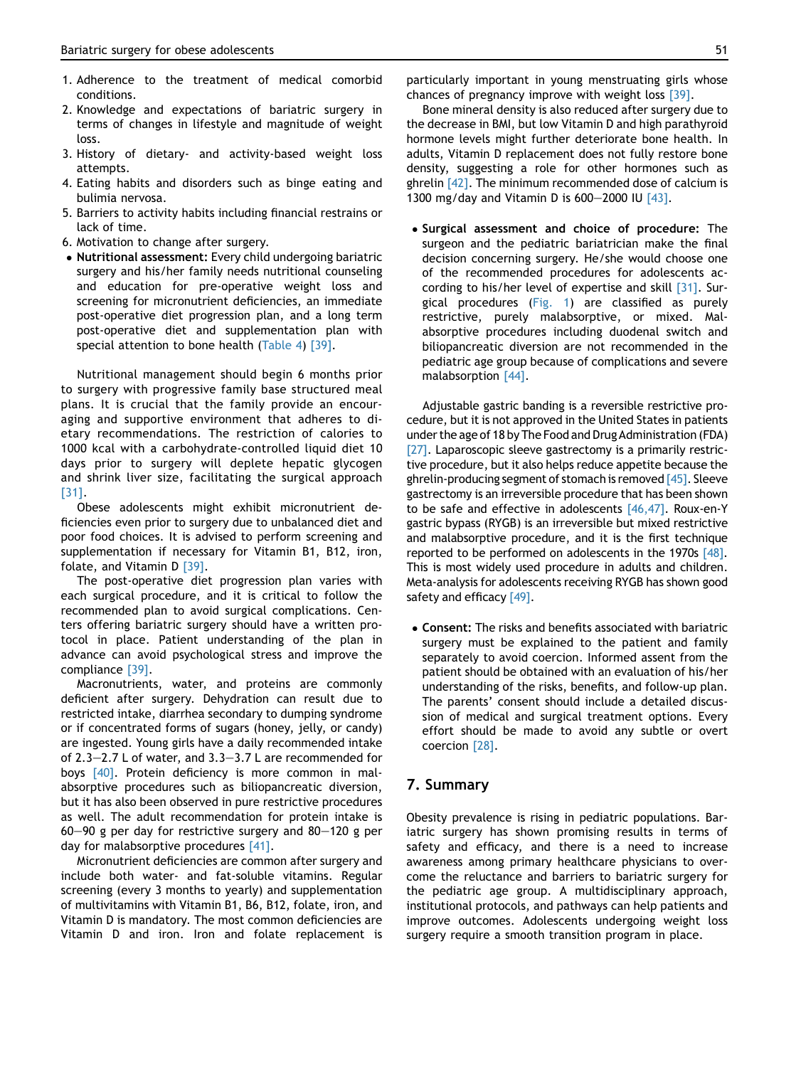1. Adherence to the treatment of medical comorbid conditions.
2. Knowledge and expectations of bariatric surgery in terms of changes in lifestyle and magnitude of weight loss.
3. History of dietary- and activity-based weight loss attempts.
4. Eating habits and disorders such as binge eating and bulimia nervosa.
5. Barriers to activity habits including financial restrains or lack of time.
6. Motivation to change after surgery.

- **Nutritional assessment:** Every child undergoing bariatric surgery and his/her family needs nutritional counseling and education for pre-operative weight loss and screening for micronutrient deficiencies, an immediate post-operative diet progression plan, and a long term post-operative diet and supplementation plan with special attention to bone health (Table 4) [39].

Nutritional management should begin 6 months prior to surgery with progressive family base structured meal plans. It is crucial that the family provide an encouraging and supportive environment that adheres to dietary recommendations. The restriction of calories to 1000 kcal with a carbohydrate-controlled liquid diet 10 days prior to surgery will deplete hepatic glycogen and shrink liver size, facilitating the surgical approach [31].

Obese adolescents might exhibit micronutrient deficiencies even prior to surgery due to unbalanced diet and poor food choices. It is advised to perform screening and supplementation if necessary for Vitamin B1, B12, iron, folate, and Vitamin D [39].

The post-operative diet progression plan varies with each surgical procedure, and it is critical to follow the recommended plan to avoid surgical complications. Centers offering bariatric surgery should have a written protocol in place. Patient understanding of the plan in advance can avoid psychological stress and improve the compliance [39].

Macronutrients, water, and proteins are commonly deficient after surgery. Dehydration can result due to restricted intake, diarrhea secondary to dumping syndrome or if concentrated forms of sugars (honey, jelly, or candy) are ingested. Young girls have a daily recommended intake of 2.3–2.7 L of water, and 3.3–3.7 L are recommended for boys [40]. Protein deficiency is more common in malabsorptive procedures such as biliopancreatic diversion, but it has also been observed in pure restrictive procedures as well. The adult recommendation for protein intake is 60–90 g per day for restrictive surgery and 80–120 g per day for malabsorptive procedures [41].

Micronutrient deficiencies are common after surgery and include both water- and fat-soluble vitamins. Regular screening (every 3 months to yearly) and supplementation of multivitamins with Vitamin B1, B6, B12, folate, iron, and Vitamin D is mandatory. The most common deficiencies are Vitamin D and iron. Iron and folate replacement is particularly important in young menstruating girls whose chances of pregnancy improve with weight loss [39].

Bone mineral density is also reduced after surgery due to the decrease in BMI, but low Vitamin D and high parathyroid hormone levels might further deteriorate bone health. In adults, Vitamin D replacement does not fully restore bone density, suggesting a role for other hormones such as ghrelin [42]. The minimum recommended dose of calcium is 1300 mg/day and Vitamin D is 600–2000 IU [43].

- **Surgical assessment and choice of procedure:** The surgeon and the pediatric bariatrician make the final decision concerning surgery. He/she would choose one of the recommended procedures for adolescents according to his/her level of expertise and skill [31]. Surgical procedures (Fig. 1) are classified as purely restrictive, purely malabsorptive, or mixed. Malabsorptive procedures including duodenal switch and biliopancreatic diversion are not recommended in the pediatric age group because of complications and severe malabsorption [44].

Adjustable gastric banding is a reversible restrictive procedure, but it is not approved in the United States in patients under the age of 18 by The Food and Drug Administration (FDA) [27]. Laparoscopic sleeve gastrectomy is a primarily restrictive procedure, but it also helps reduce appetite because the ghrelin-producing segment of stomach is removed [45]. Sleeve gastrectomy is an irreversible procedure that has been shown to be safe and effective in adolescents [46,47]. Roux-en-Y gastric bypass (RYGB) is an irreversible but mixed restrictive and malabsorptive procedure, and it is the first technique reported to be performed on adolescents in the 1970s [48]. This is most widely used procedure in adults and children. Meta-analysis for adolescents receiving RYGB has shown good safety and efficacy [49].

- **Consent:** The risks and benefits associated with bariatric surgery must be explained to the patient and family separately to avoid coercion. Informed assent from the patient should be obtained with an evaluation of his/her understanding of the risks, benefits, and follow-up plan. The parents' consent should include a detailed discussion of medical and surgical treatment options. Every effort should be made to avoid any subtle or overt coercion [28].

## 7. Summary

Obesity prevalence is rising in pediatric populations. Bariatric surgery has shown promising results in terms of safety and efficacy, and there is a need to increase awareness among primary healthcare physicians to overcome the reluctance and barriers to bariatric surgery for the pediatric age group. A multidisciplinary approach, institutional protocols, and pathways can help patients and improve outcomes. Adolescents undergoing weight loss surgery require a smooth transition program in place.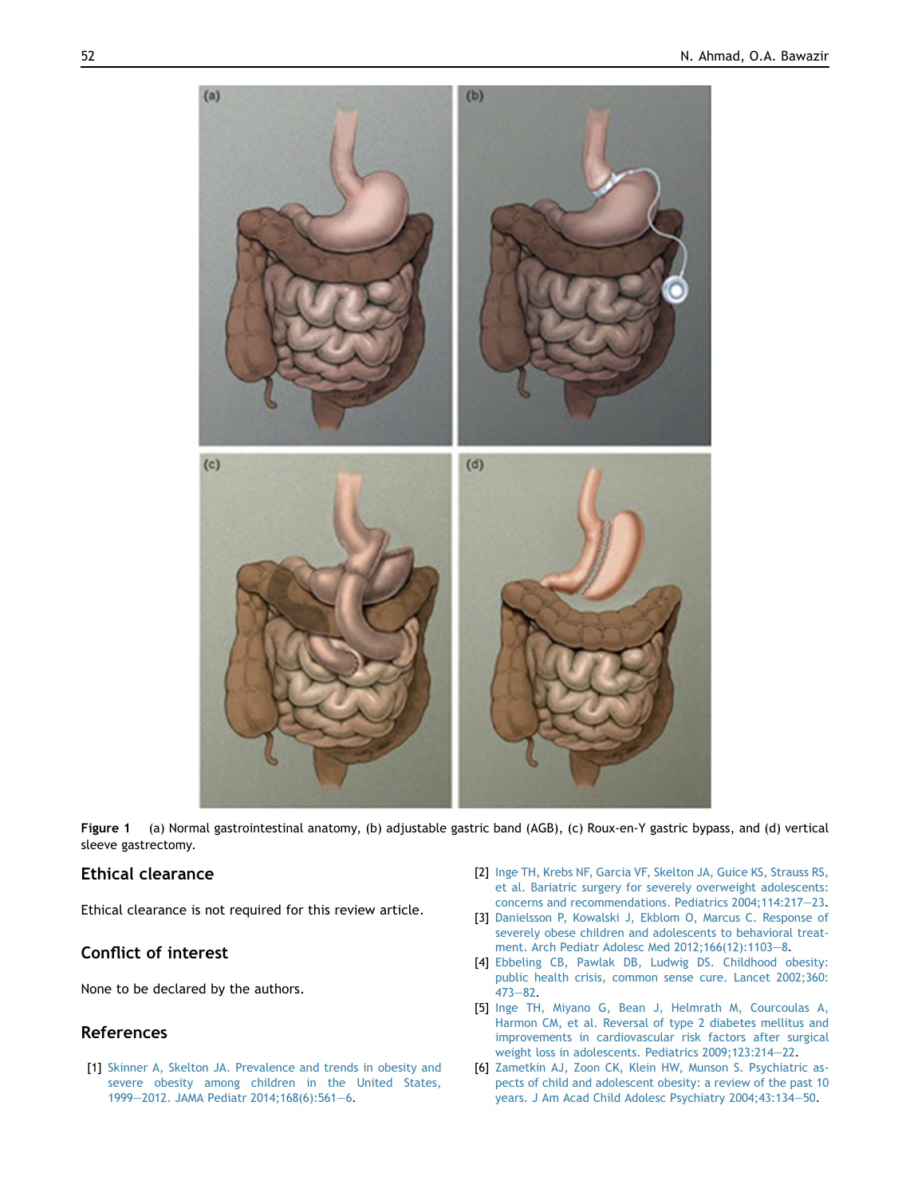Figure 1 (a) Normal gastrointestinal anatomy, (b) adjustable gastric band (AGB), (c) Roux-en-Y gastric bypass, and (d) vertical sleeve gastrectomy.

## Ethical clearance

Ethical clearance is not required for this review article.

## Conflict of interest

None to be declared by the authors.

## References

[1] Skinner A, Skelton JA. Prevalence and trends in obesity and severe obesity among children in the United States, 1999—2012. JAMA Pediatr 2014;168(6):561—6.

[2] Inge TH, Krebs NF, Garcia VF, Skelton JA, Guice KS, Strauss RS, et al. Bariatric surgery for severely overweight adolescents: concerns and recommendations. Pediatrics 2004;114:217—23.

[3] Danielsson P, Kowalski J, Ekblom O, Marcus C. Response of severely obese children and adolescents to behavioral treatment. Arch Pediatr Adolesc Med 2012;166(12):1103—8.

[4] Ebbeling CB, Pawlak DB, Ludwig DS. Childhood obesity: public health crisis, common sense cure. Lancet 2002;360:473—82.

[5] Inge TH, Miyano G, Bean J, Helmrath M, Courcoulas A, Harmon CM, et al. Reversal of type 2 diabetes mellitus and improvements in cardiovascular risk factors after surgical weight loss in adolescents. Pediatrics 2009;123:214—22.

[6] Zametkin AJ, Zoon CK, Klein HW, Munson S. Psychiatric aspects of child and adolescent obesity: a review of the past 10 years. J Am Acad Child Adolesc Psychiatry 2004;43:134—50.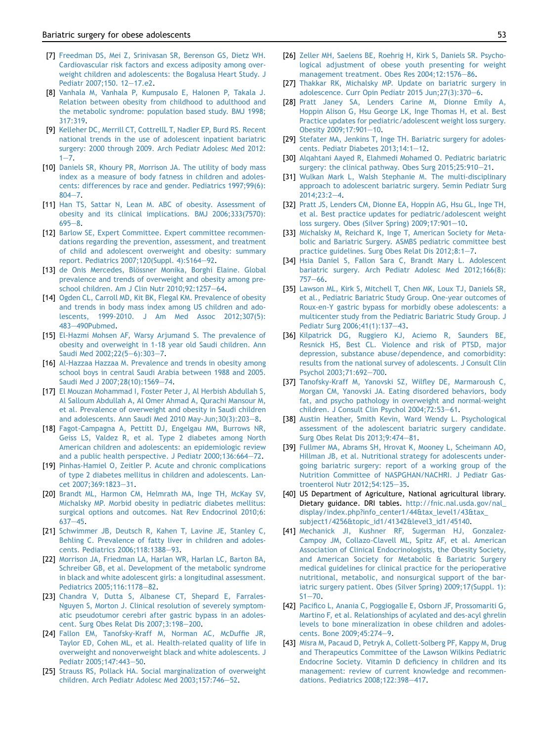[7] Freedman DS, Mei Z, Srinivasan SR, Berenson GS, Dietz WH. Cardiovascular risk factors and excess adiposity among overweight children and adolescents: the Bogalusa Heart Study. J Pediatr 2007;150. 12—17.e2.

[8] Vanhala M, Vanhala P, Kumpusalo E, Halonen P, Takala J. Relation between obesity from childhood to adulthood and the metabolic syndrome: population based study. BMJ 1998; 317:319.

[9] Kelleher DC, Merrill CT, Cottrelll T, Nadler EP, Burd RS. Recent national trends in the use of adolescent inpatient bariatric surgery: 2000 through 2009. Arch Pediatr Adolesc Med 2012: 1—7.

[10] Daniels SR, Khoury PR, Morrison JA. The utility of body mass index as a measure of body fatness in children and adolescents: differences by race and gender. Pediatrics 1997;99(6): 804—7.

[11] Han TS, Sattar N, Lean M. ABC of obesity. Assessment of obesity and its clinical implications. BMJ 2006;333(7570): 695—8.

[12] Barlow SE, Expert Committee. Expert committee recommendations regarding the prevention, assessment, and treatment of child and adolescent overweight and obesity: summary report. Pediatrics 2007;120(Suppl. 4):S164—92.

[13] de Onis Mercedes, Blössner Monika, Borghi Elaine. Global prevalence and trends of overweight and obesity among preschool children. Am J Clin Nutr 2010;92:1257—64.

[14] Ogden CL, Carroll MD, Kit BK, Flegal KM. Prevalence of obesity and trends in body mass index among US children and adolescents, 1999-2010. J Am Med Assoc 2012;307(5): 483—490Pubmed.

[15] El-Hazmi Mohsen AF, Warsy Arjumand S. The prevalence of obesity and overweight in 1-18 year old Saudi children. Ann Saudi Med 2002;22(5—6):303—7.

[16] Al-Hazzaa Hazzaa M. Prevalence and trends in obesity among school boys in central Saudi Arabia between 1988 and 2005. Saudi Med J 2007;28(10):1569—74.

[17] El Mouzan Mohammad I, Foster Peter J, Al Herbish Abdullah S, Al Salloum Abdullah A, Al Omer Ahmad A, Qurachi Mansour M, et al. Prevalence of overweight and obesity in Saudi children and adolescents. Ann Saudi Med 2010 May-Jun;30(3):203—8.

[18] Fagot-Campagna A, Pettitt DJ, Engelgau MM, Burrows NR, Geiss LS, Valdez R, et al. Type 2 diabetes among North American children and adolescents: an epidemiologic review and a public health perspective. J Pediatr 2000;136:664—72.

[19] Pinhas-Hamiel O, Zeitler P. Acute and chronic complications of type 2 diabetes mellitus in children and adolescents. Lancet 2007;369:1823—31.

[20] Brandt ML, Harmon CM, Helmrath MA, Inge TH, McKay SV, Michalsky MP. Morbid obesity in pediatric diabetes mellitus: surgical options and outcomes. Nat Rev Endocrinol 2010;6: 637—45.

[21] Schwimmer JB, Deutsch R, Kahen T, Lavine JE, Stanley C, Behling C. Prevalence of fatty liver in children and adolescents. Pediatrics 2006;118:1388—93.

[22] Morrison JA, Friedman LA, Harlan WR, Harlan LC, Barton BA, Schreiber GB, et al. Development of the metabolic syndrome in black and white adolescent girls: a longitudinal assessment. Pediatrics 2005;116:1178—82.

[23] Chandra V, Dutta S, Albanese CT, Shepard E, Farrales-Nguyen S, Morton J. Clinical resolution of severely symptomatic pseudotumor cerebri after gastric bypass in an adolescent. Surg Obes Relat Dis 2007;3:198—200.

[24] Fallon EM, Tanofsky-Kraff M, Norman AC, McDuffie JR, Taylor ED, Cohen ML, et al. Health-related quality of life in overweight and nonoverweight black and white adolescents. J Pediatr 2005;147:443—50.

[25] Strauss RS, Pollack HA. Social marginalization of overweight children. Arch Pediatr Adolesc Med 2003;157:746—52.

[26] Zeller MH, Saelens BE, Roehrig H, Kirk S, Daniels SR. Psychological adjustment of obese youth presenting for weight management treatment. Obes Res 2004;12:1576—86.

[27] Thakkar RK, Michalsky MP. Update on bariatric surgery in adolescence. Curr Opin Pediatr 2015 Jun;27(3):370—6.

[28] Pratt Janey SA, Lenders Carine M, Dionne Emily A, Hoppin Alison G, Hsu George LK, Inge Thomas H, et al. Best Practice updates for pediatric/adolescent weight loss surgery. Obesity 2009;17:901—10.

[29] Stefater MA, Jenkins T, Inge TH. Bariatric surgery for adolescents. Pediatr Diabetes 2013;14:1—12.

[30] Alqahtani Aayed R, Elahmedi Mohamed O. Pediatric bariatric surgery: the clinical pathway. Obes Surg 2015;25:910—21.

[31] Wulkan Mark L, Walsh Stephanie M. The multi-disciplinary approach to adolescent bariatric surgery. Semin Pediatr Surg 2014;23:2—4.

[32] Pratt JS, Lenders CM, Dionne EA, Hoppin AG, Hsu GL, Inge TH, et al. Best practice updates for pediatric/adolescent weight loss surgery. Obes (Silver Spring) 2009;17:901—10.

[33] Michalsky M, Reichard K, Inge T, American Society for Metabolic and Bariatric Surgery. ASMBS pediatric committee best practice guidelines. Surg Obes Relat Dis 2012;8:1—7.

[34] Hsia Daniel S, Fallon Sara C, Brandt Mary L. Adolescent bariatric surgery. Arch Pediatr Adolesc Med 2012;166(8): 757—66.

[35] Lawson ML, Kirk S, Mitchell T, Chen MK, Loux TJ, Daniels SR, et al., Pediatric Bariatric Study Group. One-year outcomes of Roux-en-Y gastric bypass for morbidly obese adolescents: a multicenter study from the Pediatric Bariatric Study Group. J Pediatr Surg 2006;41(1):137—43.

[36] Kilpatrick DG, Ruggiero KJ, Aciemo R, Saunders BE, Resnick HS, Best CL. Violence and risk of PTSD, major depression, substance abuse/dependence, and comorbidity: results from the national survey of adolescents. J Consult Clin Psychol 2003;71:692—700.

[37] Tanofsky-Kraff M, Yanovski SZ, Wilfley DE, Marmaroush C, Morgan CM, Yanovski JA. Eating disordered behaviors, body fat, and psycho pathology in overweight and normal-weight children. J Consult Clin Psychol 2004;72:53—61.

[38] Austin Heather, Smith Kevin, Ward Wendy L. Psychological assessment of the adolescent bariatric surgery candidate. Surg Obes Relat Dis 2013;9:474—81.

[39] Fullmer MA, Abrams SH, Hrovat K, Mooney L, Scheimann AO, Hillman JB, et al. Nutritional strategy for adolescents undergoing bariatric surgery: report of a working group of the Nutrition Committee of NASPGHAN/NACHRI. J Pediatr Gastroenterol Nutr 2012;54:125—35.

[40] US Department of Agriculture, National agricultural library. Dietary guidance. DRI tables. http://fnic.nal.usda.gov/nal_display/index.php?info_center1/44&tax_level1/43&tax_subject1/4256&topic_id1/41342&level3_id1/45140.

[41] Mechanick JI, Kushner RF, Sugerman HJ, Gonzalez-Campoy JM, Collazo-Clavell ML, Spitz AF, et al. American Association of Clinical Endocrinologists, the Obesity Society, and American Society for Metabolic & Bariatric Surgery medical guidelines for clinical practice for the perioperative nutritional, metabolic, and nonsurgical support of the bariatric surgery patient. Obes (Silver Spring) 2009;17(Suppl. 1): S1—70.

[42] Pacifico L, Anania C, Poggiogalle E, Osborn JF, Prossomariti G, Martino F, et al. Relationships of acylated and des-acyl ghrelin levels to bone mineralization in obese children and adolescents. Bone 2009;45:274—9.

[43] Misra M, Pacaud D, Petryk A, Collett-Solberg PF, Kappy M, Drug and Therapeutics Committee of the Lawson Wilkins Pediatric Endocrine Society. Vitamin D deficiency in children and its management: review of current knowledge and recommendations. Pediatrics 2008;122:398—417.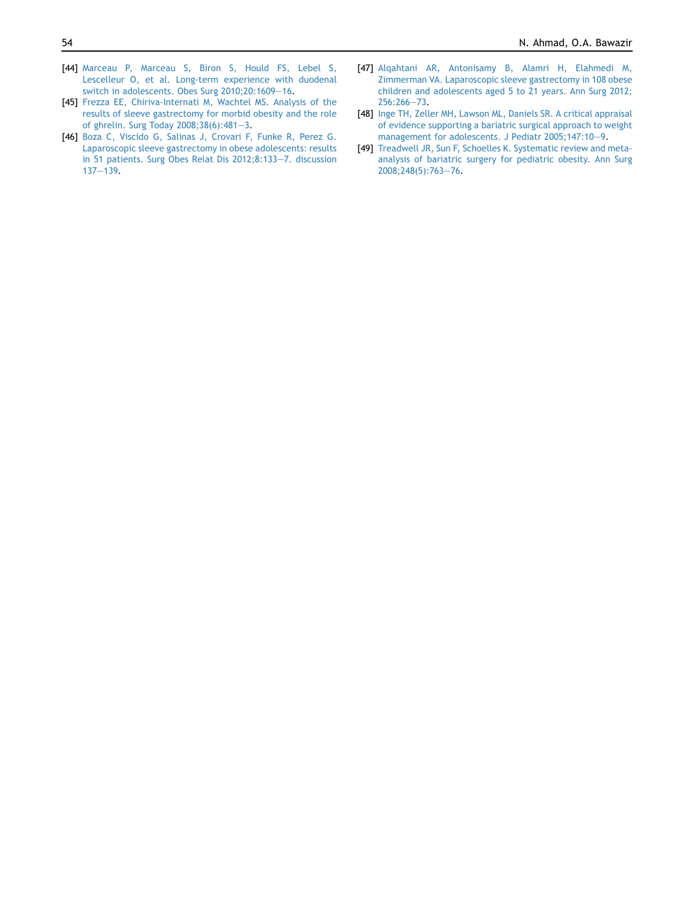[44] Marceau P, Marceau S, Biron S, Hould FS, Lebel S, Lescelleur O, et al. Long-term experience with duodenal switch in adolescents. Obes Surg 2010;20:1609—16.

[45] Frezza EE, Chiriva-Internati M, Wachtel MS. Analysis of the results of sleeve gastrectomy for morbid obesity and the role of ghrelin. Surg Today 2008;38(6):481—3.

[46] Boza C, Viscido G, Salinas J, Crovari F, Funke R, Perez G. Laparoscopic sleeve gastrectomy in obese adolescents: results in 51 patients. Surg Obes Relat Dis 2012;8:133—7. discussion 137—139.

[47] Alqahtani AR, Antonisamy B, Alamri H, Elahmedi M, Zimmerman VA. Laparoscopic sleeve gastrectomy in 108 obese children and adolescents aged 5 to 21 years. Ann Surg 2012; 256:266—73.

[48] Inge TH, Zeller MH, Lawson ML, Daniels SR. A critical appraisal of evidence supporting a bariatric surgical approach to weight management for adolescents. J Pediatr 2005;147:10—9.

[49] Treadwell JR, Sun F, Schoelles K. Systematic review and meta-analysis of bariatric surgery for pediatric obesity. Ann Surg 2008;248(5):763—76.